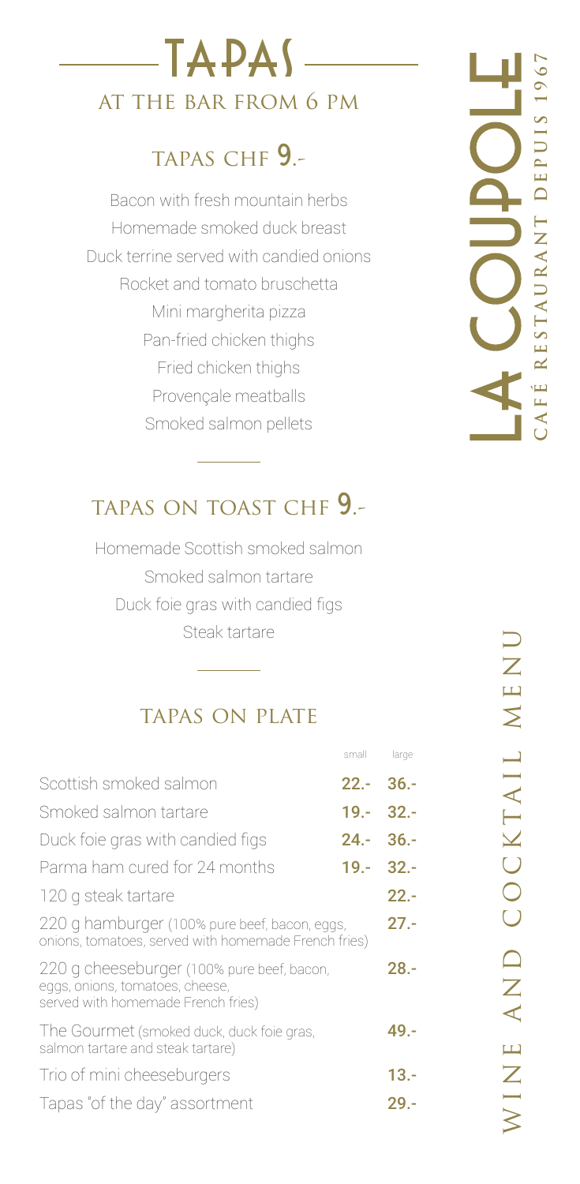# TAPAS

## AT THE BAR FROM 6 PM

### TAPAS CHF 9.-

Bacon with fresh mountain herbs
Homemade smoked duck breast
Duck terrine served with candied onions
Rocket and tomato bruschetta
Mini margherita pizza
Pan-fried chicken thighs
Fried chicken thighs
Provençale meatballs
Smoked salmon pellets

### TAPAS ON TOAST CHF 9.-

Homemade Scottish smoked salmon
Smoked salmon tartare
Duck foie gras with candied figs
Steak tartare

### TAPAS ON PLATE

| | small | large |
|---|---|---|
| Scottish smoked salmon | **22.-** | **36.-** |
| Smoked salmon tartare | **19.-** | **32.-** |
| Duck foie gras with candied figs | **24.-** | **36.-** |
| Parma ham cured for 24 months | **19.-** | **32.-** |
| 120 g steak tartare | | **22.-** |
| 220 g hamburger (100% pure beef, bacon, eggs, onions, tomatoes, served with homemade French fries) | | **27.-** |
| 220 g cheeseburger (100% pure beef, bacon, eggs, onions, tomatoes, cheese, served with homemade French fries) | | **28.-** |
| The Gourmet (smoked duck, duck foie gras, salmon tartare and steak tartare) | | **49.-** |
| Trio of mini cheeseburgers | | **13.-** |
| Tapas "of the day" assortment | | **29.-** |

LA COUPOLE
CAFÉ RESTAURANT DEPUIS 1967

WINE AND COCKTAIL MENU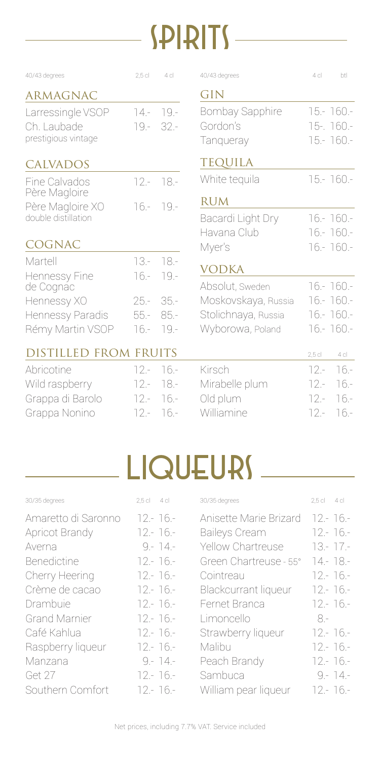# SPIRITS

| 40/43 degrees | 2,5 cl | 4 cl |
|---|---|---|
| **ARMAGNAC** | | |
| Larressingle VSOP | 14.- | 19.- |
| Ch. Laubade prestigious vintage | 19.- | 32.- |
| **CALVADOS** | | |
| Fine Calvados Père Magloire | 12.- | 18.- |
| Père Magloire XO double distillation | 16.- | 19.- |
| **COGNAC** | | |
| Martell | 13.- | 18.- |
| Hennessy Fine de Cognac | 16.- | 19.- |
| Hennessy XO | 25.- | 35.- |
| Hennessy Paradis | 55.- | 85.- |
| Rémy Martin VSOP | 16.- | 19.- |

| 40/43 degrees | 4 cl | btl |
|---|---|---|
| **GIN** | | |
| Bombay Sapphire | 15.- | 160.- |
| Gordon's | 15-. | 160.- |
| Tanqueray | 15.- | 160.- |
| **TEQUILA** | | |
| White tequila | 15.- | 160.- |
| **RUM** | | |
| Bacardi Light Dry | 16.- | 160.- |
| Havana Club | 16.- | 160.- |
| Myer's | 16.- | 160.- |
| **VODKA** | | |
| Absolut, Sweden | 16.- | 160.- |
| Moskovskaya, Russia | 16.- | 160.- |
| Stolichnaya, Russia | 16.- | 160.- |
| Wyborowa, Poland | 16.- | 160.- |

## DISTILLED FROM FRUITS

| | 2,5 cl | 4 cl |
|---|---|---|
| Abricotine | 12.- | 16.- |
| Wild raspberry | 12.- | 18.- |
| Grappa di Barolo | 12.- | 16.- |
| Grappa Nonino | 12.- | 16.- |
| Kirsch | 12.- | 16.- |
| Mirabelle plum | 12.- | 16.- |
| Old plum | 12.- | 16.- |
| Williamine | 12.- | 16.- |

# LIQUEURS

| 30/35 degrees | 2,5 cl | 4 cl |
|---|---|---|
| Amaretto di Saronno | 12.- | 16.- |
| Apricot Brandy | 12.- | 16.- |
| Averna | 9.- | 14.- |
| Benedictine | 12.- | 16.- |
| Cherry Heering | 12.- | 16.- |
| Crème de cacao | 12.- | 16.- |
| Drambuie | 12.- | 16.- |
| Grand Marnier | 12.- | 16.- |
| Café Kahlua | 12.- | 16.- |
| Raspberry liqueur | 12.- | 16.- |
| Manzana | 9.- | 14.- |
| Get 27 | 12.- | 16.- |
| Southern Comfort | 12.- | 16.- |

| 30/35 degrees | 2,5 cl | 4 cl |
|---|---|---|
| Anisette Marie Brizard | 12.- | 16.- |
| Baileys Cream | 12.- | 16.- |
| Yellow Chartreuse | 13.- | 17.- |
| Green Chartreuse - 55° | 14.- | 18.- |
| Cointreau | 12.- | 16.- |
| Blackcurrant liqueur | 12.- | 16.- |
| Fernet Branca | 12.- | 16.- |
| Limoncello | 8.- | |
| Strawberry liqueur | 12.- | 16.- |
| Malibu | 12.- | 16.- |
| Peach Brandy | 12.- | 16.- |
| Sambuca | 9.- | 14.- |
| William pear liqueur | 12.- | 16.- |

Net prices, including 7.7% VAT. Service included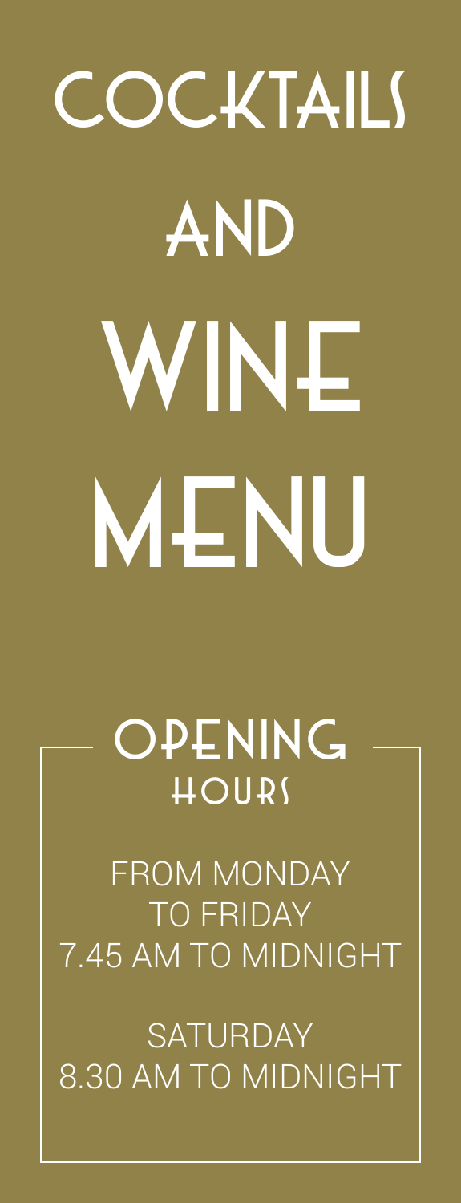# COCKTAILS AND WINE MENU

## OPENING HOURS

FROM MONDAY TO FRIDAY
7.45 AM TO MIDNIGHT

SATURDAY
8.30 AM TO MIDNIGHT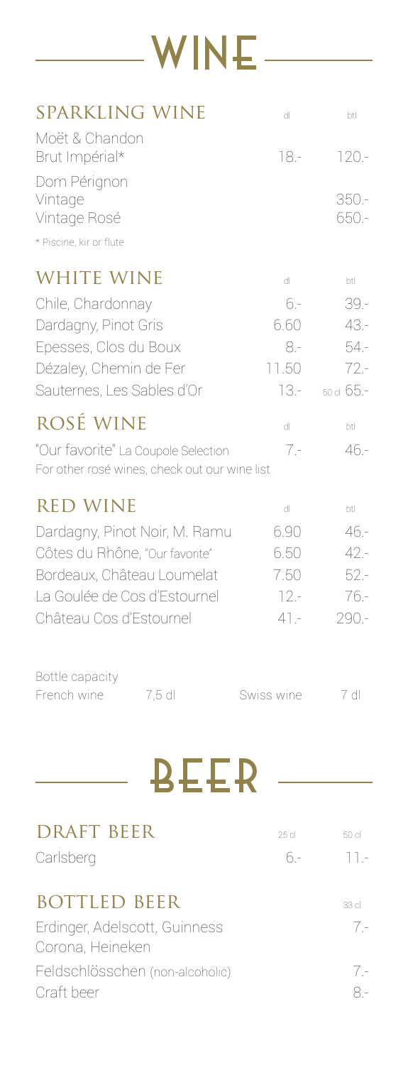# WINE

## SPARKLING WINE

| | dl | btl |
|---|---|---|
| Moët & Chandon Brut Impérial* | 18.- | 120.- |
| Dom Pérignon | | |
| Vintage | | 350.- |
| Vintage Rosé | | 650.- |

* Piscine, kir or flute

## WHITE WINE

| | dl | btl |
|---|---|---|
| Chile, Chardonnay | 6.- | 39.- |
| Dardagny, Pinot Gris | 6.60 | 43.- |
| Epesses, Clos du Boux | 8.- | 54.- |
| Dézaley, Chemin de Fer | 11.50 | 72.- |
| Sauternes, Les Sables d'Or | 13.- | 50 cl 65.- |

## ROSÉ WINE

| | dl | btl |
|---|---|---|
| "Our favorite" La Coupole Selection | 7.- | 46.- |

For other rosé wines, check out our wine list

## RED WINE

| | dl | btl |
|---|---|---|
| Dardagny, Pinot Noir, M. Ramu | 6.90 | 46.- |
| Côtes du Rhône, "Our favorite" | 6.50 | 42.- |
| Bordeaux, Château Loumelat | 7.50 | 52.- |
| La Goulée de Cos d'Estournel | 12.- | 76.- |
| Château Cos d'Estournel | 41.- | 290.- |

Bottle capacity
French wine 7,5 dl    Swiss wine 7 dl

# BEER

## DRAFT BEER

| | 25 cl | 50 cl |
|---|---|---|
| Carlsberg | 6.- | 11.- |

## BOTTLED BEER

| | 33 cl |
|---|---|
| Erdinger, Adelscott, Guinness Corona, Heineken | 7.- |
| Feldschlösschen (non-alcoholic) | 7.- |
| Craft beer | 8.- |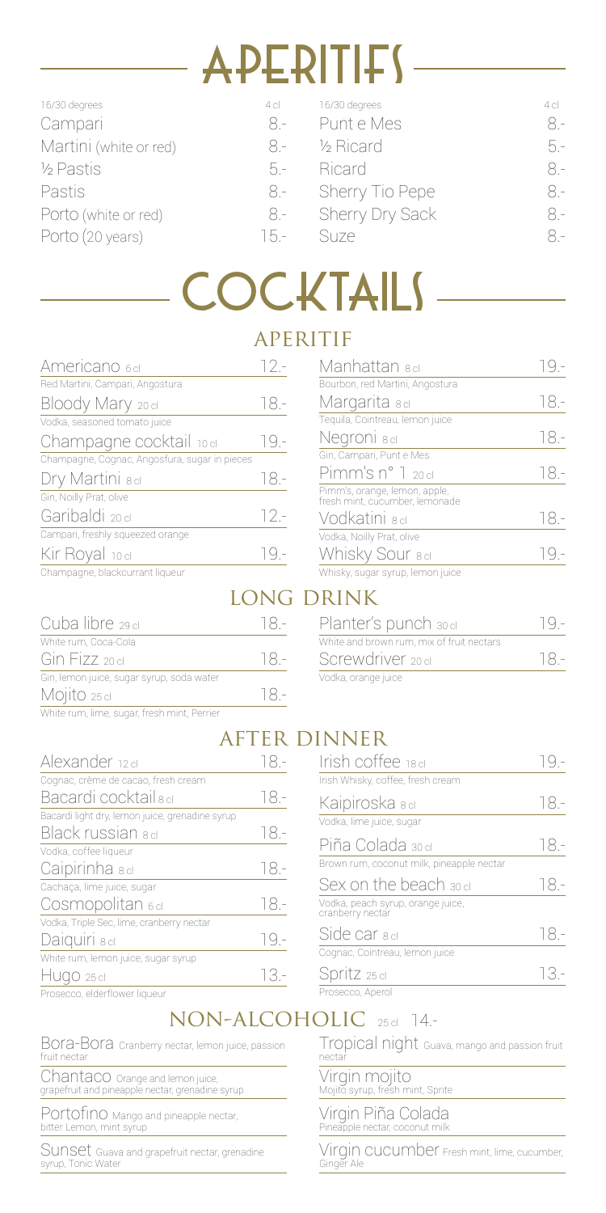# APERITIFS

| 16/30 degrees | 4 cl |
|---|---|
| Campari | 8.- |
| Martini (white or red) | 8.- |
| ½ Pastis | 5.- |
| Pastis | 8.- |
| Porto (white or red) | 8.- |
| Porto (20 years) | 15.- |

| 16/30 degrees | 4 cl |
|---|---|
| Punt e Mes | 8.- |
| ½ Ricard | 5.- |
| Ricard | 8.- |
| Sherry Tio Pepe | 8.- |
| Sherry Dry Sack | 8.- |
| Suze | 8.- |

# COCKTAILS

## APERITIF

**Americano** 6 cl — 12.-
Red Martini, Campari, Angostura

**Bloody Mary** 20 cl — 18.-
Vodka, seasoned tomato juice

**Champagne cocktail** 10 cl — 19.-
Champagne, Cognac, Angosfura, sugar in pieces

**Dry Martini** 8 cl — 18.-
Gin, Noilly Prat, olive

**Garibaldi** 20 cl — 12.-
Campari, freshly squeezed orange

**Kir Royal** 10 cl — 19.-
Champagne, blackcurrant liqueur

**Manhattan** 8 cl — 19.-
Bourbon, red Martini, Angostura

**Margarita** 8 cl — 18.-
Tequila, Cointreau, lemon juice

**Negroni** 8 cl — 18.-
Gin, Campari, Punt e Mes

**Pimm's n° 1** 20 cl — 18.-
Pimm's, orange, lemon, apple, fresh mint, cucumber, lemonade

**Vodkatini** 8 cl — 18.-
Vodka, Noilly Prat, olive

**Whisky Sour** 8 cl — 19.-
Whisky, sugar syrup, lemon juice

## LONG DRINK

**Cuba libre** 29 cl — 18.-
White rum, Coca-Cola

**Gin Fizz** 20 cl — 18.-
Gin, lemon juice, sugar syrup, soda water

**Mojito** 25 cl — 18.-
White rum, lime, sugar, fresh mint, Perrier

**Planter's punch** 30 cl — 19.-
White and brown rum, mix of fruit nectars

**Screwdriver** 20 cl — 18.-
Vodka, orange juice

## AFTER DINNER

**Alexander** 12 cl — 18.-
Cognac, crème de cacao, fresh cream

**Bacardi cocktail** 8 cl — 18.-
Bacardi light dry, lemon juice, grenadine syrup

**Black russian** 8 cl — 18.-
Vodka, coffee liqueur

**Caipirinha** 8 cl — 18.-
Cachaça, lime juice, sugar

**Cosmopolitan** 6 cl — 18.-
Vodka, Triple Sec, lime, cranberry nectar

**Daiquiri** 8 cl — 19.-
White rum, lemon juice, sugar syrup

**Hugo** 25 cl — 13.-
Prosecco, elderflower liqueur

**Irish coffee** 18 cl — 19.-
Irish Whisky, coffee, fresh cream

**Kaipiroska** 8 cl — 18.-
Vodka, lime juice, sugar

**Piña Colada** 30 cl — 18.-
Brown rum, coconut milk, pineapple nectar

**Sex on the beach** 30 cl — 18.-
Vodka, peach syrup, orange juice, cranberry nectar

**Side car** 8 cl — 18.-
Cognac, Cointreau, lemon juice

**Spritz** 25 cl — 13.-
Prosecco, Aperol

## NON-ALCOHOLIC 25 cl 14.-

**Bora-Bora** Cranberry nectar, lemon juice, passion fruit nectar

**Chantaco** Orange and lemon juice, grapefruit and pineapple nectar, grenadine syrup

**Portofino** Mango and pineapple nectar, bitter Lemon, mint syrup

**Sunset** Guava and grapefruit nectar, grenadine syrup, Tonic Water

**Tropical night** Guava, mango and passion fruit nectar

**Virgin mojito**
Mojito syrup, fresh mint, Sprite

**Virgin Piña Colada**
Pineapple nectar, coconut milk

**Virgin cucumber** Fresh mint, lime, cucumber, Ginger Ale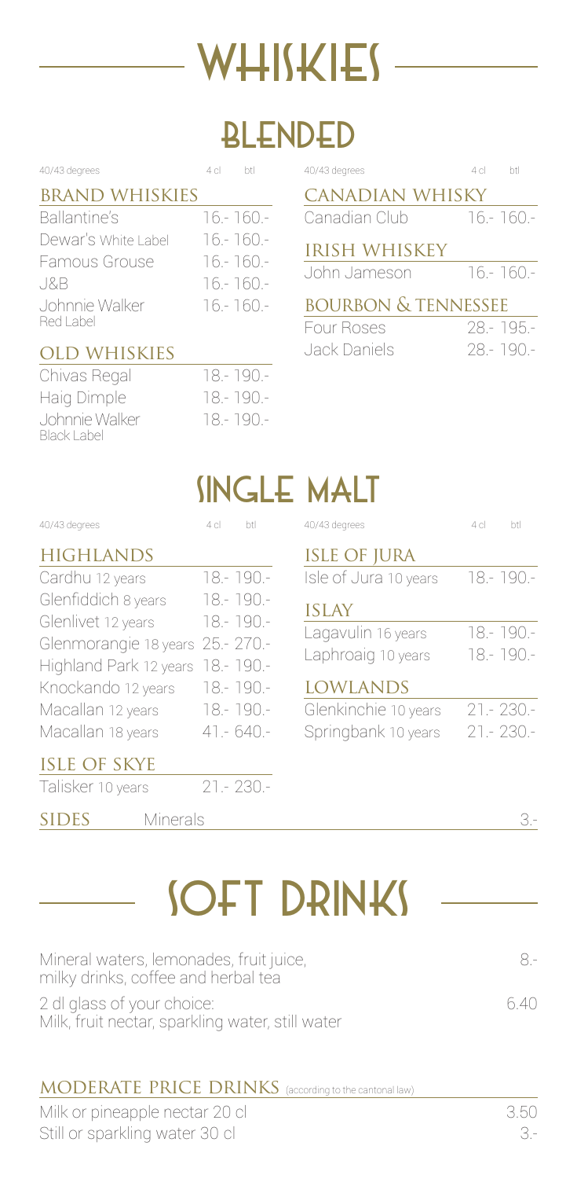# WHISKIES

## BLENDED

| 40/43 degrees | 4 cl | btl |
|---|---|---|
| **BRAND WHISKIES** | | |
| Ballantine's | 16.- | 160.- |
| Dewar's White Label | 16.- | 160.- |
| Famous Grouse | 16.- | 160.- |
| J&B | 16.- | 160.- |
| Johnnie Walker Red Label | 16.- | 160.- |
| **OLD WHISKIES** | | |
| Chivas Regal | 18.- | 190.- |
| Haig Dimple | 18.- | 190.- |
| Johnnie Walker Black Label | 18.- | 190.- |

| 40/43 degrees | 4 cl | btl |
|---|---|---|
| **CANADIAN WHISKY** | | |
| Canadian Club | 16.- | 160.- |
| **IRISH WHISKEY** | | |
| John Jameson | 16.- | 160.- |
| **BOURBON & TENNESSEE** | | |
| Four Roses | 28.- | 195.- |
| Jack Daniels | 28.- | 190.- |

## SINGLE MALT

| 40/43 degrees | 4 cl | btl |
|---|---|---|
| **HIGHLANDS** | | |
| Cardhu 12 years | 18.- | 190.- |
| Glenfiddich 8 years | 18.- | 190.- |
| Glenlivet 12 years | 18.- | 190.- |
| Glenmorangie 18 years | 25.- | 270.- |
| Highland Park 12 years | 18.- | 190.- |
| Knockando 12 years | 18.- | 190.- |
| Macallan 12 years | 18.- | 190.- |
| Macallan 18 years | 41.- | 640.- |
| **ISLE OF SKYE** | | |
| Talisker 10 years | 21.- | 230.- |

| 40/43 degrees | 4 cl | btl |
|---|---|---|
| **ISLE OF JURA** | | |
| Isle of Jura 10 years | 18.- | 190.- |
| **ISLAY** | | |
| Lagavulin 16 years | 18.- | 190.- |
| Laphroaig 10 years | 18.- | 190.- |
| **LOWLANDS** | | |
| Glenkinchie 10 years | 21.- | 230.- |
| Springbank 10 years | 21.- | 230.- |

**SIDES** Minerals 3.-

# SOFT DRINKS

| | |
|---|---|
| Mineral waters, lemonades, fruit juice, milky drinks, coffee and herbal tea | 8.- |
| 2 dl glass of your choice: Milk, fruit nectar, sparkling water, still water | 6.40 |

### MODERATE PRICE DRINKS (according to the cantonal law)

| | |
|---|---|
| Milk or pineapple nectar 20 cl | 3.50 |
| Still or sparkling water 30 cl | 3.- |